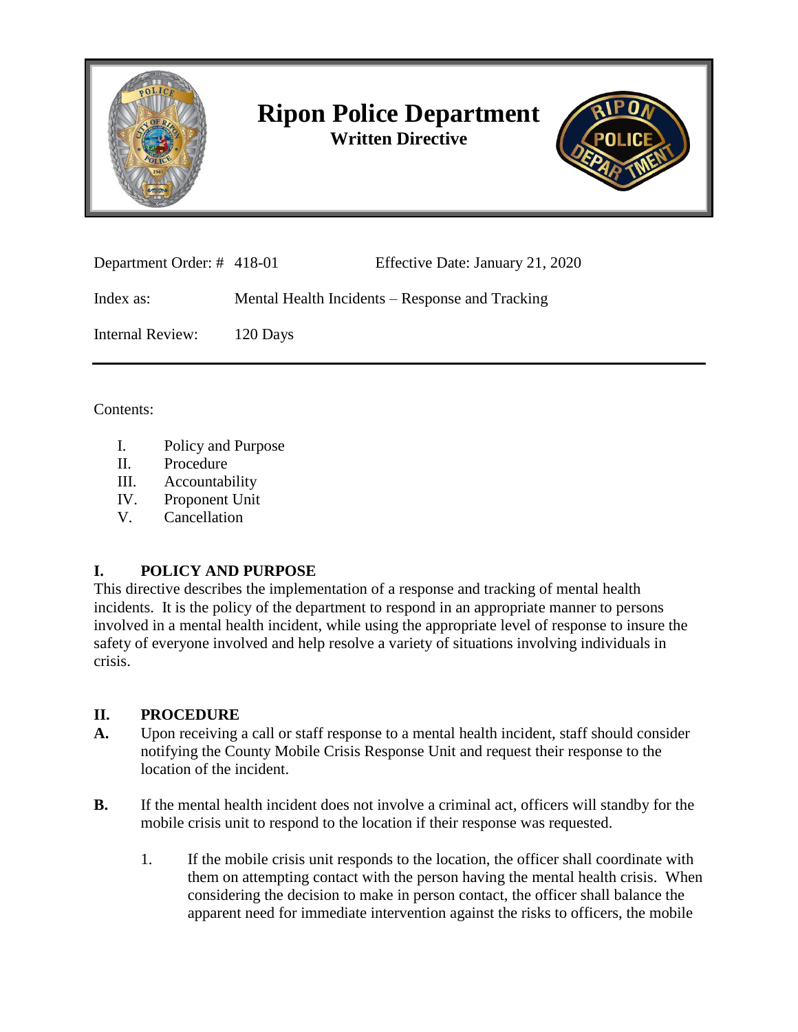# Ripon Police Department

**Written Directive**

---

| | | |
|---|---|---|
| Department Order: # | 418-01 | Effective Date: January 21, 2020 |
| Index as: | Mental Health Incidents – Response and Tracking | |
| Internal Review: | 120 Days | |

---

Contents:

I. Policy and Purpose
II. Procedure
III. Accountability
IV. Proponent Unit
V. Cancellation

## I. POLICY AND PURPOSE

This directive describes the implementation of a response and tracking of mental health incidents. It is the policy of the department to respond in an appropriate manner to persons involved in a mental health incident, while using the appropriate level of response to insure the safety of everyone involved and help resolve a variety of situations involving individuals in crisis.

## II. PROCEDURE

**A.** Upon receiving a call or staff response to a mental health incident, staff should consider notifying the County Mobile Crisis Response Unit and request their response to the location of the incident.

**B.** If the mental health incident does not involve a criminal act, officers will standby for the mobile crisis unit to respond to the location if their response was requested.

1. If the mobile crisis unit responds to the location, the officer shall coordinate with them on attempting contact with the person having the mental health crisis. When considering the decision to make in person contact, the officer shall balance the apparent need for immediate intervention against the risks to officers, the mobile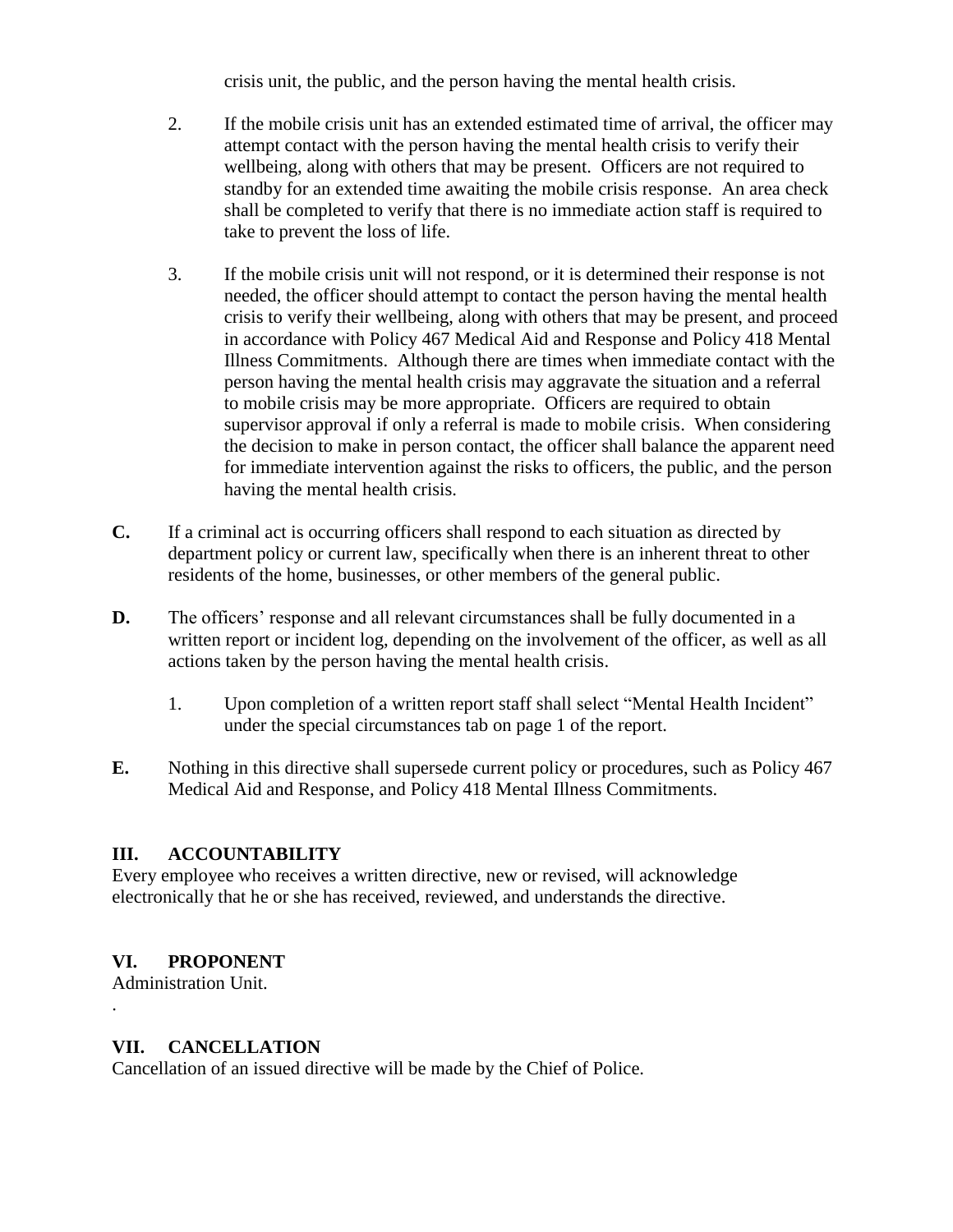crisis unit, the public, and the person having the mental health crisis.

2. If the mobile crisis unit has an extended estimated time of arrival, the officer may attempt contact with the person having the mental health crisis to verify their wellbeing, along with others that may be present. Officers are not required to standby for an extended time awaiting the mobile crisis response. An area check shall be completed to verify that there is no immediate action staff is required to take to prevent the loss of life.

3. If the mobile crisis unit will not respond, or it is determined their response is not needed, the officer should attempt to contact the person having the mental health crisis to verify their wellbeing, along with others that may be present, and proceed in accordance with Policy 467 Medical Aid and Response and Policy 418 Mental Illness Commitments. Although there are times when immediate contact with the person having the mental health crisis may aggravate the situation and a referral to mobile crisis may be more appropriate. Officers are required to obtain supervisor approval if only a referral is made to mobile crisis. When considering the decision to make in person contact, the officer shall balance the apparent need for immediate intervention against the risks to officers, the public, and the person having the mental health crisis.

**C.** If a criminal act is occurring officers shall respond to each situation as directed by department policy or current law, specifically when there is an inherent threat to other residents of the home, businesses, or other members of the general public.

**D.** The officers' response and all relevant circumstances shall be fully documented in a written report or incident log, depending on the involvement of the officer, as well as all actions taken by the person having the mental health crisis.

1. Upon completion of a written report staff shall select "Mental Health Incident" under the special circumstances tab on page 1 of the report.

**E.** Nothing in this directive shall supersede current policy or procedures, such as Policy 467 Medical Aid and Response, and Policy 418 Mental Illness Commitments.

## III. ACCOUNTABILITY

Every employee who receives a written directive, new or revised, will acknowledge electronically that he or she has received, reviewed, and understands the directive.

## VI. PROPONENT

Administration Unit.

.

## VII. CANCELLATION

Cancellation of an issued directive will be made by the Chief of Police.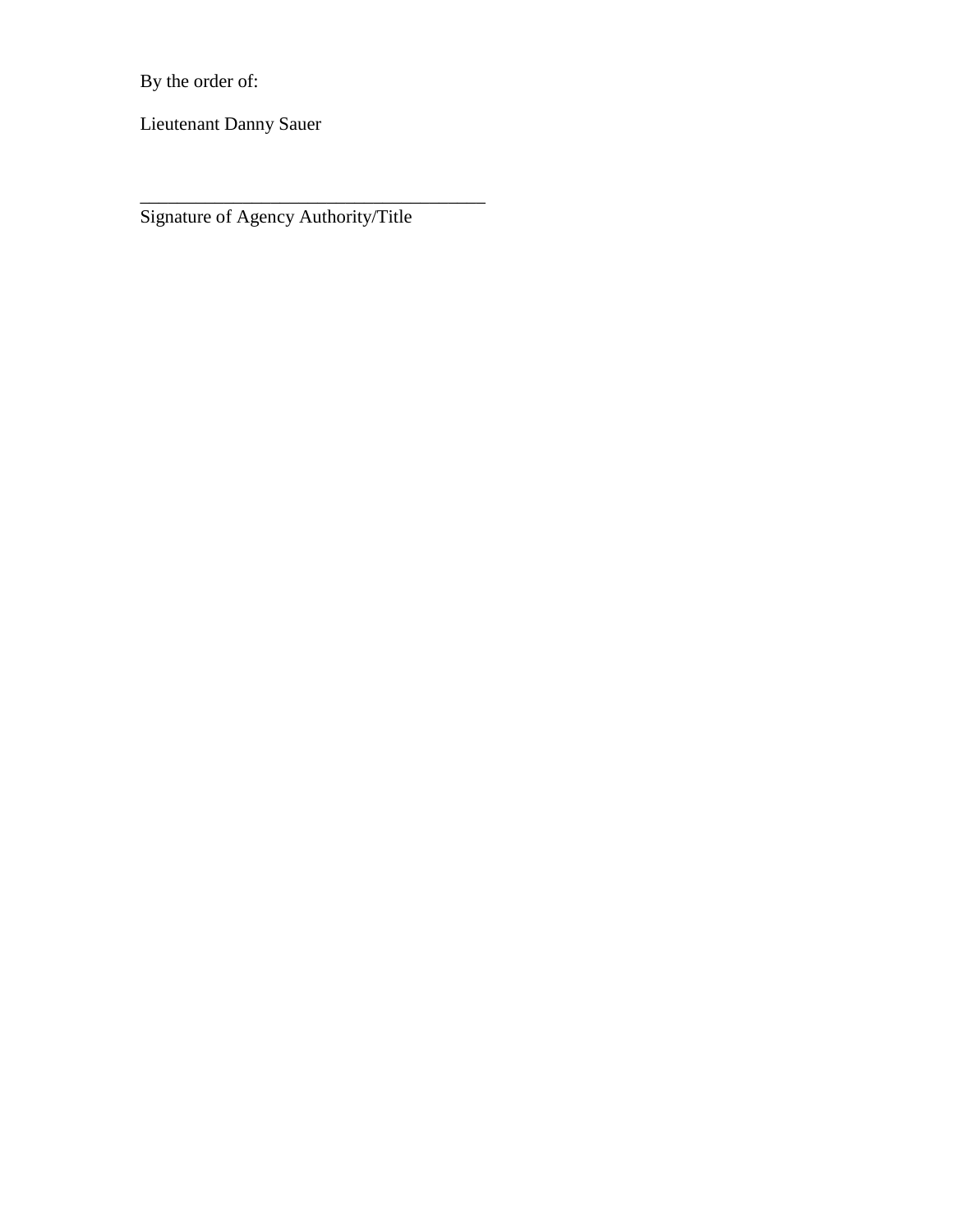By the order of:

Lieutenant Danny Sauer

\_\_\_\_\_\_\_\_\_\_\_\_\_\_\_\_\_\_\_\_\_\_\_\_\_\_\_\_\_\_\_\_\_\_\_\_\_\_

Signature of Agency Authority/Title